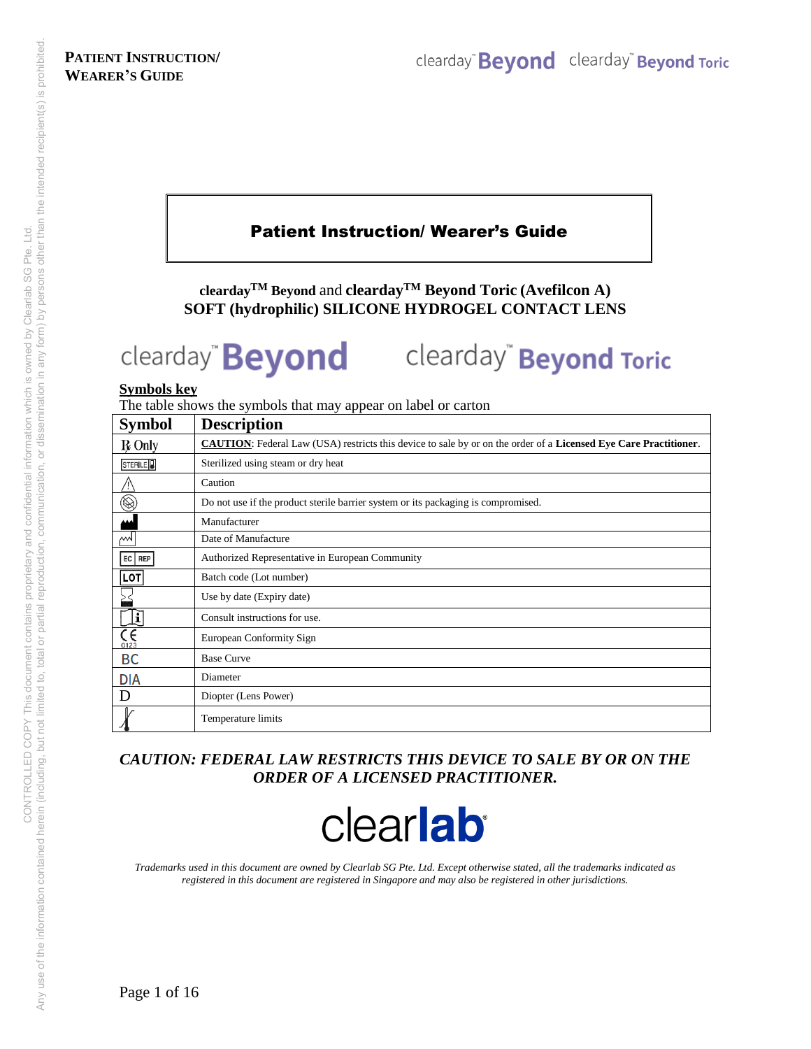**PATIENT INSTRUCTION/ WEARER'S GUIDE**

clearday™ Beyond clearday™ Beyond Toric

# Patient Instruction/ Wearer's Guide

**clearday™ Beyond** and **clearday™ Beyond Toric (Avefilcon A)**
**SOFT (hydrophilic) SILICONE HYDROGEL CONTACT LENS**

clearday™ **Beyond** clearday™ **Beyond Toric**

**Symbols key**

The table shows the symbols that may appear on label or carton

| Symbol | Description |
|---|---|
| ℞ Only | **CAUTION**: Federal Law (USA) restricts this device to sale by or on the order of a **Licensed Eye Care Practitioner**. |
| STERILE | Sterilized using steam or dry heat |
| ⚠ | Caution |
| | Do not use if the product sterile barrier system or its packaging is compromised. |
| | Manufacturer |
| | Date of Manufacture |
| EC REP | Authorized Representative in European Community |
| LOT | Batch code (Lot number) |
| | Use by date (Expiry date) |
| | Consult instructions for use. |
| CE 0123 | European Conformity Sign |
| BC | Base Curve |
| DIA | Diameter |
| D | Diopter (Lens Power) |
| | Temperature limits |

***CAUTION: FEDERAL LAW RESTRICTS THIS DEVICE TO SALE BY OR ON THE ORDER OF A LICENSED PRACTITIONER.***

clear**lab**®

*Trademarks used in this document are owned by Clearlab SG Pte. Ltd. Except otherwise stated, all the trademarks indicated as registered in this document are registered in Singapore and may also be registered in other jurisdictions.*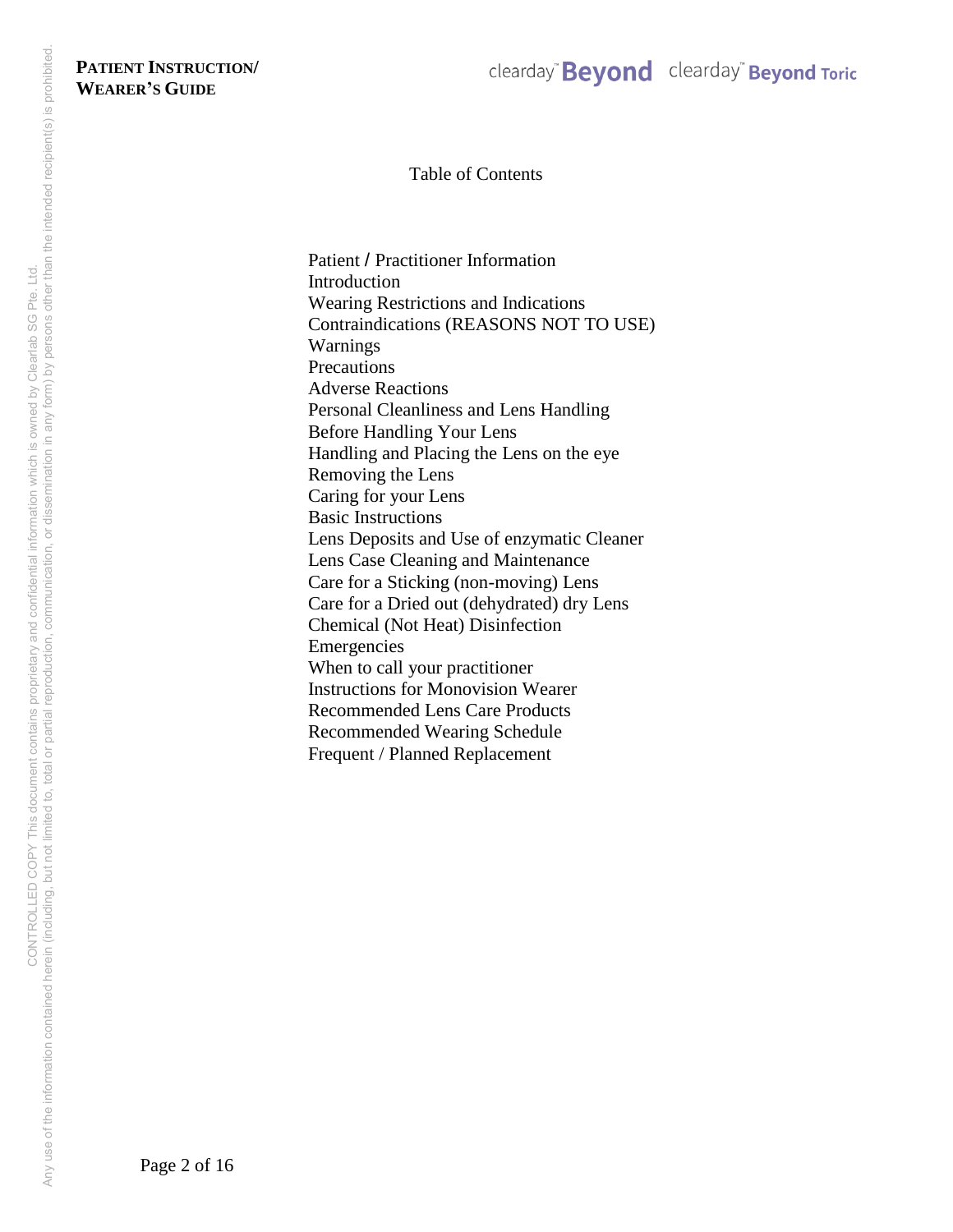# Table of Contents

Patient / Practitioner Information
Introduction
Wearing Restrictions and Indications
Contraindications (REASONS NOT TO USE)
Warnings
Precautions
Adverse Reactions
Personal Cleanliness and Lens Handling
Before Handling Your Lens
Handling and Placing the Lens on the eye
Removing the Lens
Caring for your Lens
Basic Instructions
Lens Deposits and Use of enzymatic Cleaner
Lens Case Cleaning and Maintenance
Care for a Sticking (non-moving) Lens
Care for a Dried out (dehydrated) dry Lens
Chemical (Not Heat) Disinfection
Emergencies
When to call your practitioner
Instructions for Monovision Wearer
Recommended Lens Care Products
Recommended Wearing Schedule
Frequent / Planned Replacement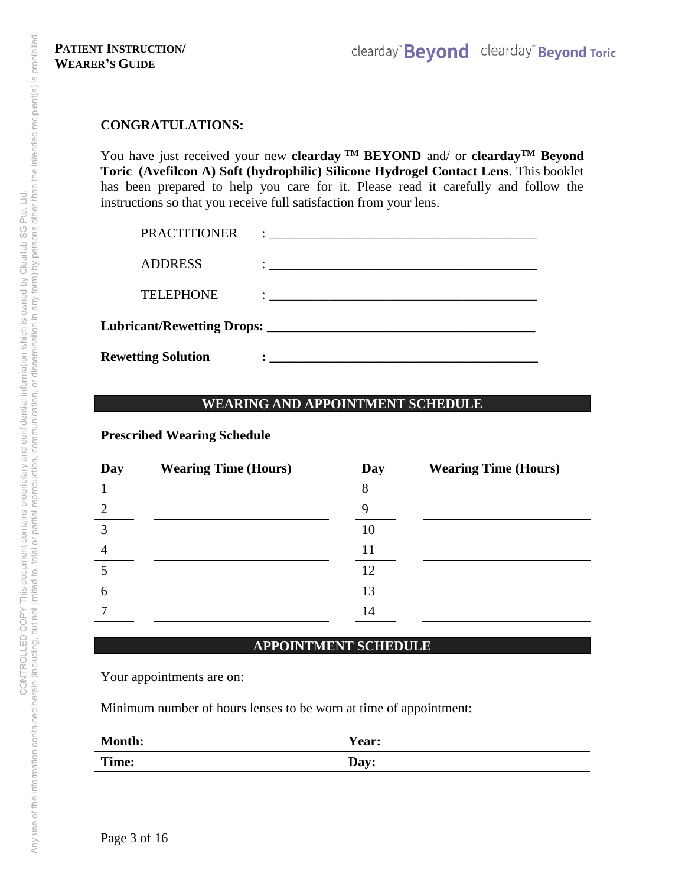## CONGRATULATIONS:

You have just received your new **clearday ™ BEYOND** and/ or **clearday™ Beyond Toric (Avefilcon A) Soft (hydrophilic) Silicone Hydrogel Contact Lens**. This booklet has been prepared to help you care for it. Please read it carefully and follow the instructions so that you receive full satisfaction from your lens.

PRACTITIONER : ________________________________________

ADDRESS : ________________________________________

TELEPHONE : ________________________________________

**Lubricant/Rewetting Drops: ________________________________________**

**Rewetting Solution : ________________________________________**

## WEARING AND APPOINTMENT SCHEDULE

**Prescribed Wearing Schedule**

| Day | Wearing Time (Hours) | Day | Wearing Time (Hours) |
|---|---|---|---|
| 1 | | 8 | |
| 2 | | 9 | |
| 3 | | 10 | |
| 4 | | 11 | |
| 5 | | 12 | |
| 6 | | 13 | |
| 7 | | 14 | |

## APPOINTMENT SCHEDULE

Your appointments are on:

Minimum number of hours lenses to be worn at time of appointment:

| Month: | Year: |
|---|---|
| Time: | Day: |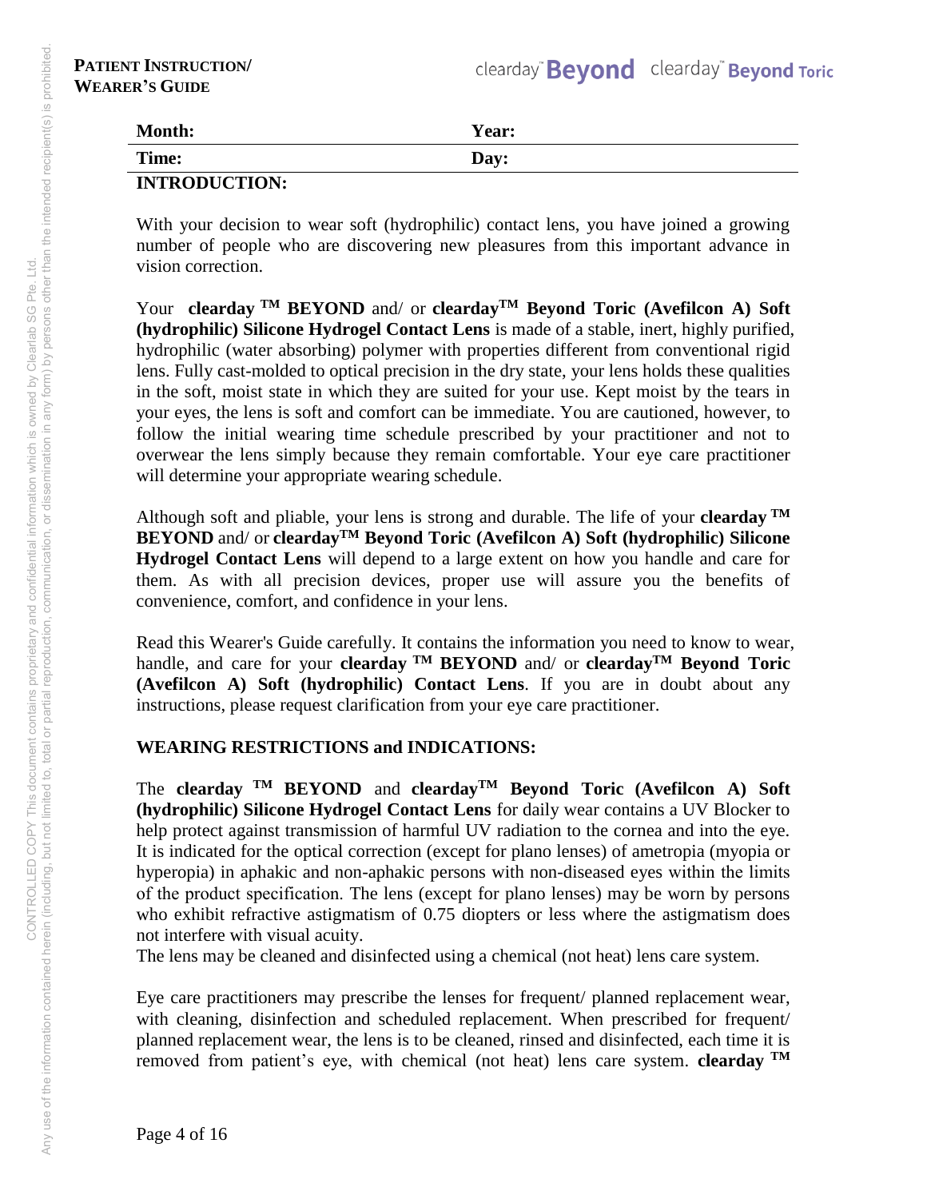| **Month:** | **Year:** |
|---|---|
| **Time:** | **Day:** |

**INTRODUCTION:**

With your decision to wear soft (hydrophilic) contact lens, you have joined a growing number of people who are discovering new pleasures from this important advance in vision correction.

Your **clearday TM BEYOND** and/ or **clearday TM Beyond Toric (Avefilcon A) Soft (hydrophilic) Silicone Hydrogel Contact Lens** is made of a stable, inert, highly purified, hydrophilic (water absorbing) polymer with properties different from conventional rigid lens. Fully cast-molded to optical precision in the dry state, your lens holds these qualities in the soft, moist state in which they are suited for your use. Kept moist by the tears in your eyes, the lens is soft and comfort can be immediate. You are cautioned, however, to follow the initial wearing time schedule prescribed by your practitioner and not to overwear the lens simply because they remain comfortable. Your eye care practitioner will determine your appropriate wearing schedule.

Although soft and pliable, your lens is strong and durable. The life of your **clearday TM BEYOND** and/ or **clearday TM Beyond Toric (Avefilcon A) Soft (hydrophilic) Silicone Hydrogel Contact Lens** will depend to a large extent on how you handle and care for them. As with all precision devices, proper use will assure you the benefits of convenience, comfort, and confidence in your lens.

Read this Wearer's Guide carefully. It contains the information you need to know to wear, handle, and care for your **clearday TM BEYOND** and/ or **clearday TM Beyond Toric (Avefilcon A) Soft (hydrophilic) Contact Lens**. If you are in doubt about any instructions, please request clarification from your eye care practitioner.

**WEARING RESTRICTIONS and INDICATIONS:**

The **clearday TM BEYOND** and **clearday TM Beyond Toric (Avefilcon A) Soft (hydrophilic) Silicone Hydrogel Contact Lens** for daily wear contains a UV Blocker to help protect against transmission of harmful UV radiation to the cornea and into the eye. It is indicated for the optical correction (except for plano lenses) of ametropia (myopia or hyperopia) in aphakic and non-aphakic persons with non-diseased eyes within the limits of the product specification. The lens (except for plano lenses) may be worn by persons who exhibit refractive astigmatism of 0.75 diopters or less where the astigmatism does not interfere with visual acuity.

The lens may be cleaned and disinfected using a chemical (not heat) lens care system.

Eye care practitioners may prescribe the lenses for frequent/ planned replacement wear, with cleaning, disinfection and scheduled replacement. When prescribed for frequent/ planned replacement wear, the lens is to be cleaned, rinsed and disinfected, each time it is removed from patient's eye, with chemical (not heat) lens care system. **clearday TM**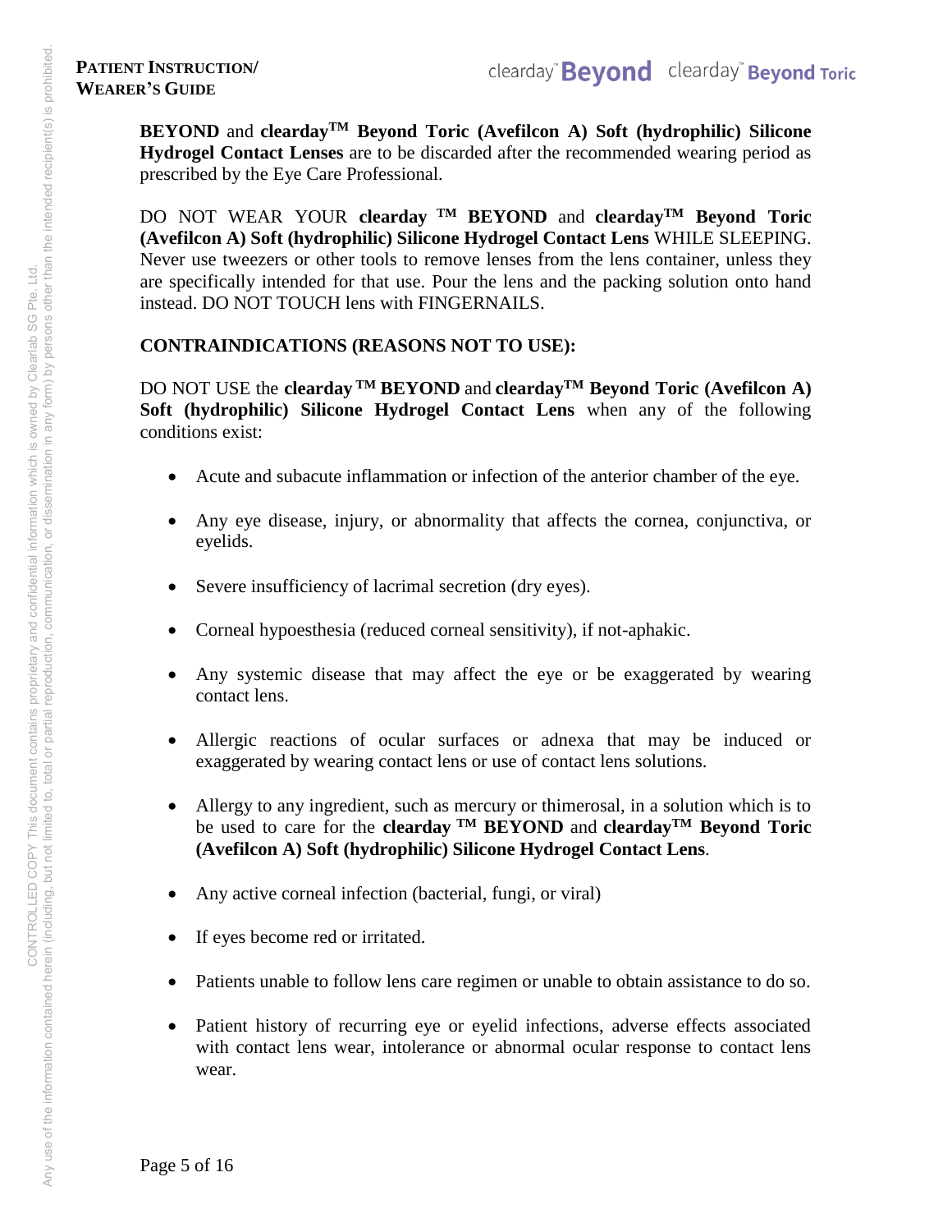**BEYOND** and **clearday[TM] Beyond Toric (Avefilcon A) Soft (hydrophilic) Silicone Hydrogel Contact Lenses** are to be discarded after the recommended wearing period as prescribed by the Eye Care Professional.

DO NOT WEAR YOUR **clearday [TM] BEYOND** and **clearday[TM] Beyond Toric (Avefilcon A) Soft (hydrophilic) Silicone Hydrogel Contact Lens** WHILE SLEEPING. Never use tweezers or other tools to remove lenses from the lens container, unless they are specifically intended for that use. Pour the lens and the packing solution onto hand instead. DO NOT TOUCH lens with FINGERNAILS.

**CONTRAINDICATIONS (REASONS NOT TO USE):**

DO NOT USE the **clearday [TM] BEYOND** and **clearday[TM] Beyond Toric (Avefilcon A) Soft (hydrophilic) Silicone Hydrogel Contact Lens** when any of the following conditions exist:

- Acute and subacute inflammation or infection of the anterior chamber of the eye.
- Any eye disease, injury, or abnormality that affects the cornea, conjunctiva, or eyelids.
- Severe insufficiency of lacrimal secretion (dry eyes).
- Corneal hypoesthesia (reduced corneal sensitivity), if not-aphakic.
- Any systemic disease that may affect the eye or be exaggerated by wearing contact lens.
- Allergic reactions of ocular surfaces or adnexa that may be induced or exaggerated by wearing contact lens or use of contact lens solutions.
- Allergy to any ingredient, such as mercury or thimerosal, in a solution which is to be used to care for the **clearday [TM] BEYOND** and **clearday[TM] Beyond Toric (Avefilcon A) Soft (hydrophilic) Silicone Hydrogel Contact Lens**.
- Any active corneal infection (bacterial, fungi, or viral)
- If eyes become red or irritated.
- Patients unable to follow lens care regimen or unable to obtain assistance to do so.
- Patient history of recurring eye or eyelid infections, adverse effects associated with contact lens wear, intolerance or abnormal ocular response to contact lens wear.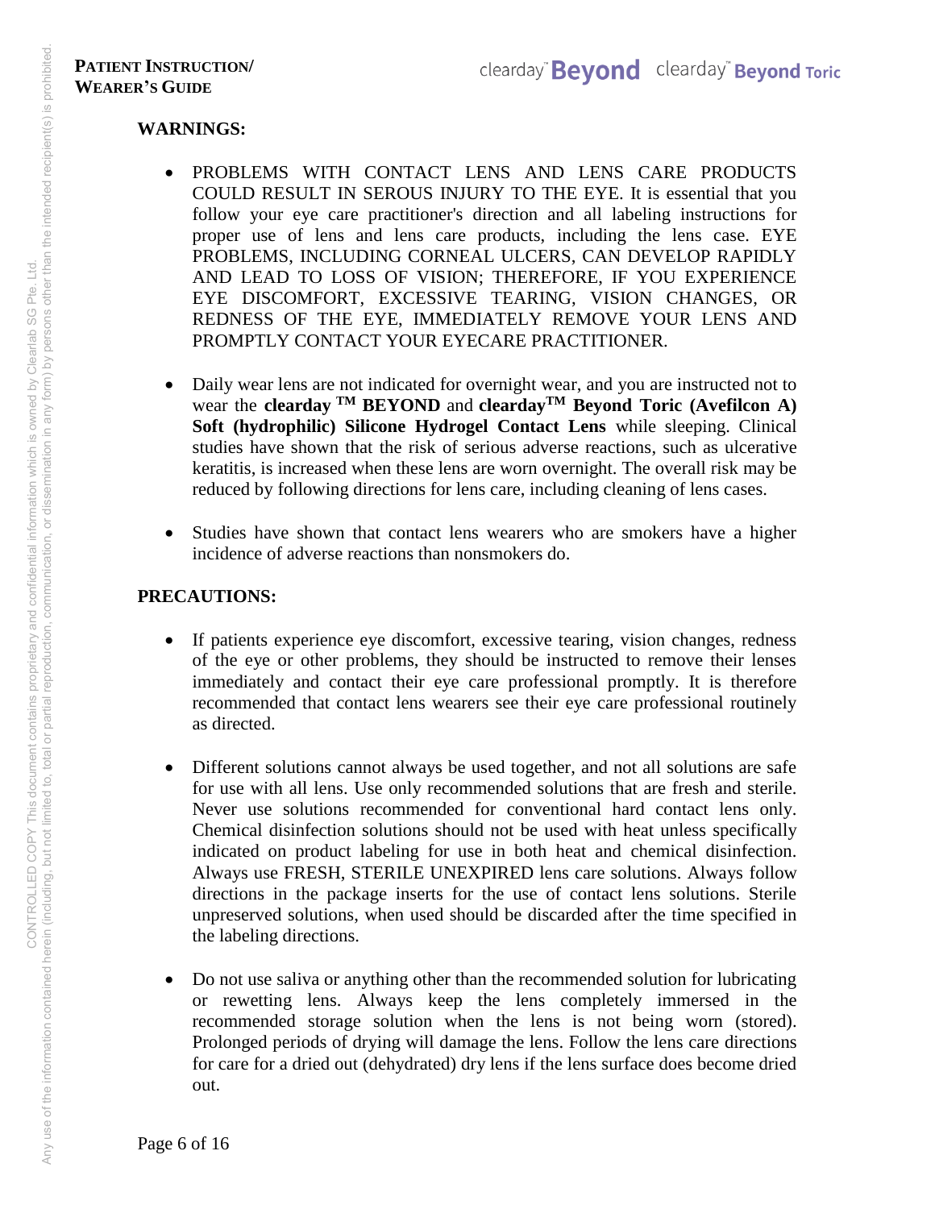**WARNINGS:**

- PROBLEMS WITH CONTACT LENS AND LENS CARE PRODUCTS COULD RESULT IN SEROUS INJURY TO THE EYE. It is essential that you follow your eye care practitioner's direction and all labeling instructions for proper use of lens and lens care products, including the lens case. EYE PROBLEMS, INCLUDING CORNEAL ULCERS, CAN DEVELOP RAPIDLY AND LEAD TO LOSS OF VISION; THEREFORE, IF YOU EXPERIENCE EYE DISCOMFORT, EXCESSIVE TEARING, VISION CHANGES, OR REDNESS OF THE EYE, IMMEDIATELY REMOVE YOUR LENS AND PROMPTLY CONTACT YOUR EYECARE PRACTITIONER.

- Daily wear lens are not indicated for overnight wear, and you are instructed not to wear the **clearday ™ BEYOND** and **clearday™ Beyond Toric (Avefilcon A) Soft (hydrophilic) Silicone Hydrogel Contact Lens** while sleeping. Clinical studies have shown that the risk of serious adverse reactions, such as ulcerative keratitis, is increased when these lens are worn overnight. The overall risk may be reduced by following directions for lens care, including cleaning of lens cases.

- Studies have shown that contact lens wearers who are smokers have a higher incidence of adverse reactions than nonsmokers do.

**PRECAUTIONS:**

- If patients experience eye discomfort, excessive tearing, vision changes, redness of the eye or other problems, they should be instructed to remove their lenses immediately and contact their eye care professional promptly. It is therefore recommended that contact lens wearers see their eye care professional routinely as directed.

- Different solutions cannot always be used together, and not all solutions are safe for use with all lens. Use only recommended solutions that are fresh and sterile. Never use solutions recommended for conventional hard contact lens only. Chemical disinfection solutions should not be used with heat unless specifically indicated on product labeling for use in both heat and chemical disinfection. Always use FRESH, STERILE UNEXPIRED lens care solutions. Always follow directions in the package inserts for the use of contact lens solutions. Sterile unpreserved solutions, when used should be discarded after the time specified in the labeling directions.

- Do not use saliva or anything other than the recommended solution for lubricating or rewetting lens. Always keep the lens completely immersed in the recommended storage solution when the lens is not being worn (stored). Prolonged periods of drying will damage the lens. Follow the lens care directions for care for a dried out (dehydrated) dry lens if the lens surface does become dried out.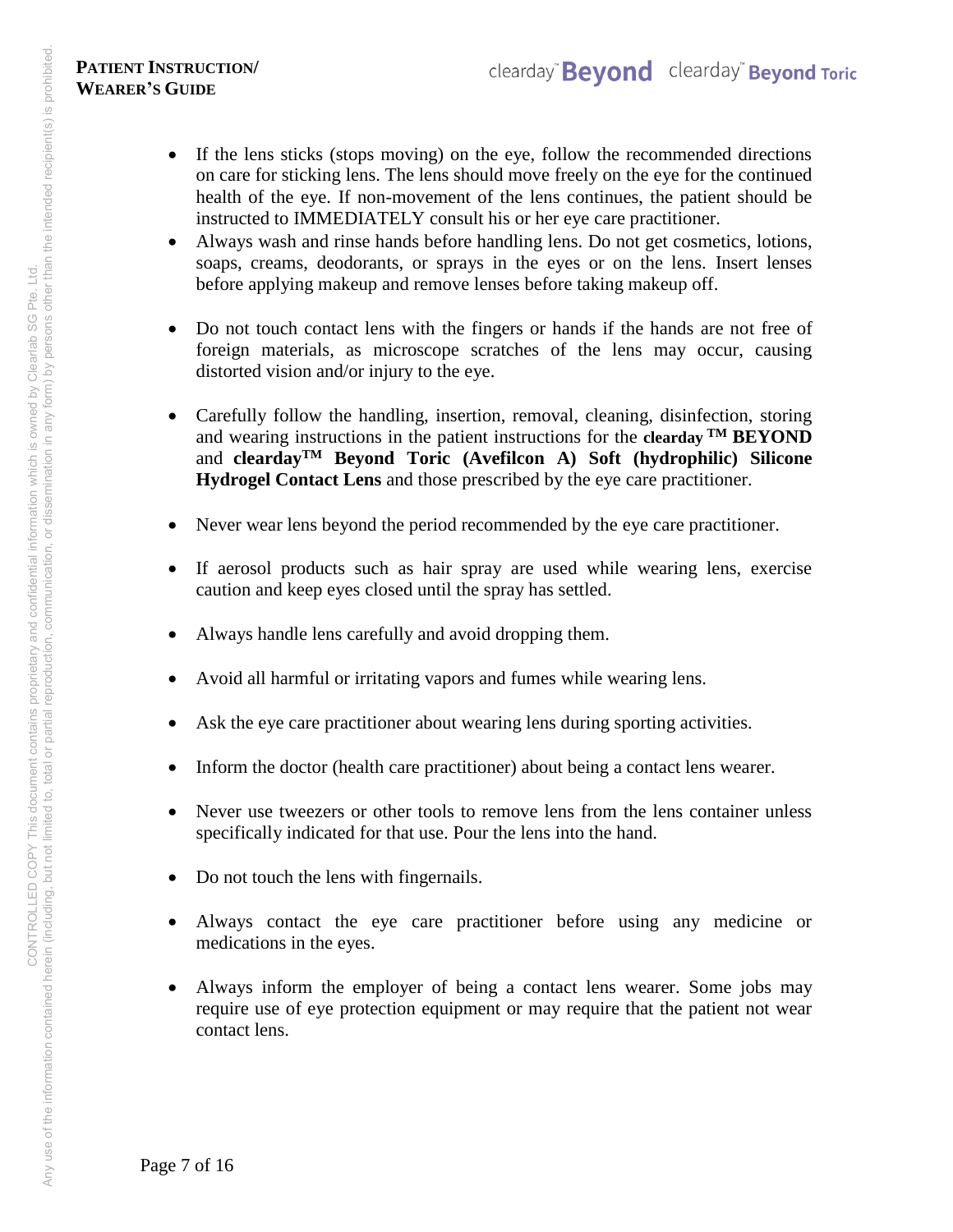- If the lens sticks (stops moving) on the eye, follow the recommended directions on care for sticking lens. The lens should move freely on the eye for the continued health of the eye. If non-movement of the lens continues, the patient should be instructed to IMMEDIATELY consult his or her eye care practitioner.
- Always wash and rinse hands before handling lens. Do not get cosmetics, lotions, soaps, creams, deodorants, or sprays in the eyes or on the lens. Insert lenses before applying makeup and remove lenses before taking makeup off.
- Do not touch contact lens with the fingers or hands if the hands are not free of foreign materials, as microscope scratches of the lens may occur, causing distorted vision and/or injury to the eye.
- Carefully follow the handling, insertion, removal, cleaning, disinfection, storing and wearing instructions in the patient instructions for the **clearday ™ BEYOND** and **clearday™ Beyond Toric (Avefilcon A) Soft (hydrophilic) Silicone Hydrogel Contact Lens** and those prescribed by the eye care practitioner.
- Never wear lens beyond the period recommended by the eye care practitioner.
- If aerosol products such as hair spray are used while wearing lens, exercise caution and keep eyes closed until the spray has settled.
- Always handle lens carefully and avoid dropping them.
- Avoid all harmful or irritating vapors and fumes while wearing lens.
- Ask the eye care practitioner about wearing lens during sporting activities.
- Inform the doctor (health care practitioner) about being a contact lens wearer.
- Never use tweezers or other tools to remove lens from the lens container unless specifically indicated for that use. Pour the lens into the hand.
- Do not touch the lens with fingernails.
- Always contact the eye care practitioner before using any medicine or medications in the eyes.
- Always inform the employer of being a contact lens wearer. Some jobs may require use of eye protection equipment or may require that the patient not wear contact lens.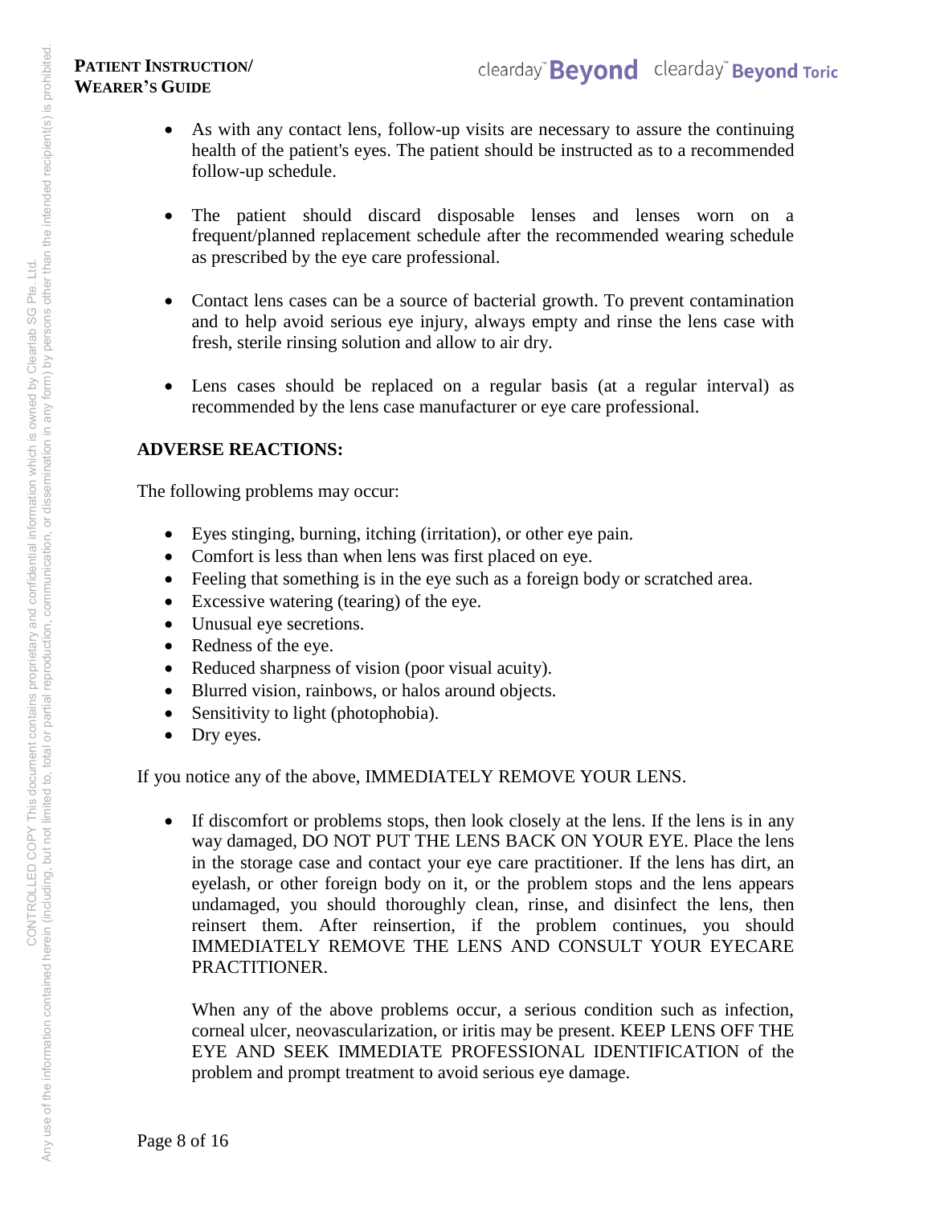- As with any contact lens, follow-up visits are necessary to assure the continuing health of the patient's eyes. The patient should be instructed as to a recommended follow-up schedule.

- The patient should discard disposable lenses and lenses worn on a frequent/planned replacement schedule after the recommended wearing schedule as prescribed by the eye care professional.

- Contact lens cases can be a source of bacterial growth. To prevent contamination and to help avoid serious eye injury, always empty and rinse the lens case with fresh, sterile rinsing solution and allow to air dry.

- Lens cases should be replaced on a regular basis (at a regular interval) as recommended by the lens case manufacturer or eye care professional.

**ADVERSE REACTIONS:**

The following problems may occur:

- Eyes stinging, burning, itching (irritation), or other eye pain.
- Comfort is less than when lens was first placed on eye.
- Feeling that something is in the eye such as a foreign body or scratched area.
- Excessive watering (tearing) of the eye.
- Unusual eye secretions.
- Redness of the eye.
- Reduced sharpness of vision (poor visual acuity).
- Blurred vision, rainbows, or halos around objects.
- Sensitivity to light (photophobia).
- Dry eyes.

If you notice any of the above, IMMEDIATELY REMOVE YOUR LENS.

- If discomfort or problems stops, then look closely at the lens. If the lens is in any way damaged, DO NOT PUT THE LENS BACK ON YOUR EYE. Place the lens in the storage case and contact your eye care practitioner. If the lens has dirt, an eyelash, or other foreign body on it, or the problem stops and the lens appears undamaged, you should thoroughly clean, rinse, and disinfect the lens, then reinsert them. After reinsertion, if the problem continues, you should IMMEDIATELY REMOVE THE LENS AND CONSULT YOUR EYECARE PRACTITIONER.

  When any of the above problems occur, a serious condition such as infection, corneal ulcer, neovascularization, or iritis may be present. KEEP LENS OFF THE EYE AND SEEK IMMEDIATE PROFESSIONAL IDENTIFICATION of the problem and prompt treatment to avoid serious eye damage.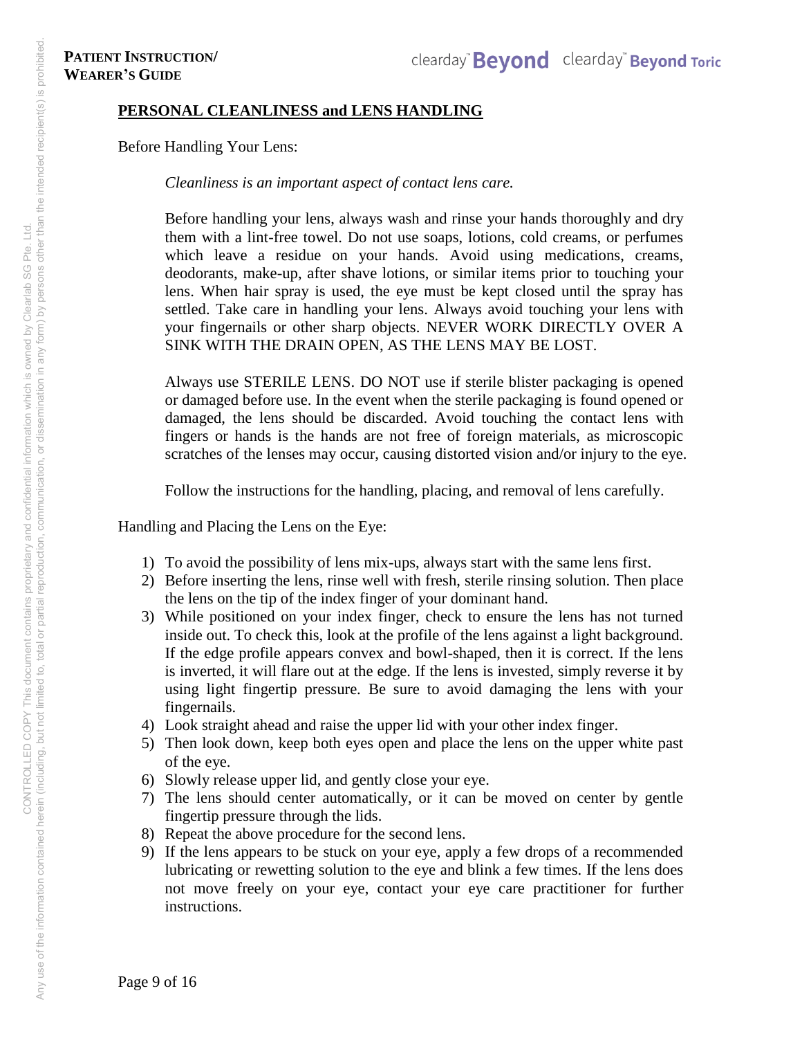## PERSONAL CLEANLINESS and LENS HANDLING

Before Handling Your Lens:

*Cleanliness is an important aspect of contact lens care.*

Before handling your lens, always wash and rinse your hands thoroughly and dry them with a lint-free towel. Do not use soaps, lotions, cold creams, or perfumes which leave a residue on your hands. Avoid using medications, creams, deodorants, make-up, after shave lotions, or similar items prior to touching your lens. When hair spray is used, the eye must be kept closed until the spray has settled. Take care in handling your lens. Always avoid touching your lens with your fingernails or other sharp objects. NEVER WORK DIRECTLY OVER A SINK WITH THE DRAIN OPEN, AS THE LENS MAY BE LOST.

Always use STERILE LENS. DO NOT use if sterile blister packaging is opened or damaged before use. In the event when the sterile packaging is found opened or damaged, the lens should be discarded. Avoid touching the contact lens with fingers or hands is the hands are not free of foreign materials, as microscopic scratches of the lenses may occur, causing distorted vision and/or injury to the eye.

Follow the instructions for the handling, placing, and removal of lens carefully.

Handling and Placing the Lens on the Eye:

1) To avoid the possibility of lens mix-ups, always start with the same lens first.
2) Before inserting the lens, rinse well with fresh, sterile rinsing solution. Then place the lens on the tip of the index finger of your dominant hand.
3) While positioned on your index finger, check to ensure the lens has not turned inside out. To check this, look at the profile of the lens against a light background. If the edge profile appears convex and bowl-shaped, then it is correct. If the lens is inverted, it will flare out at the edge. If the lens is invested, simply reverse it by using light fingertip pressure. Be sure to avoid damaging the lens with your fingernails.
4) Look straight ahead and raise the upper lid with your other index finger.
5) Then look down, keep both eyes open and place the lens on the upper white past of the eye.
6) Slowly release upper lid, and gently close your eye.
7) The lens should center automatically, or it can be moved on center by gentle fingertip pressure through the lids.
8) Repeat the above procedure for the second lens.
9) If the lens appears to be stuck on your eye, apply a few drops of a recommended lubricating or rewetting solution to the eye and blink a few times. If the lens does not move freely on your eye, contact your eye care practitioner for further instructions.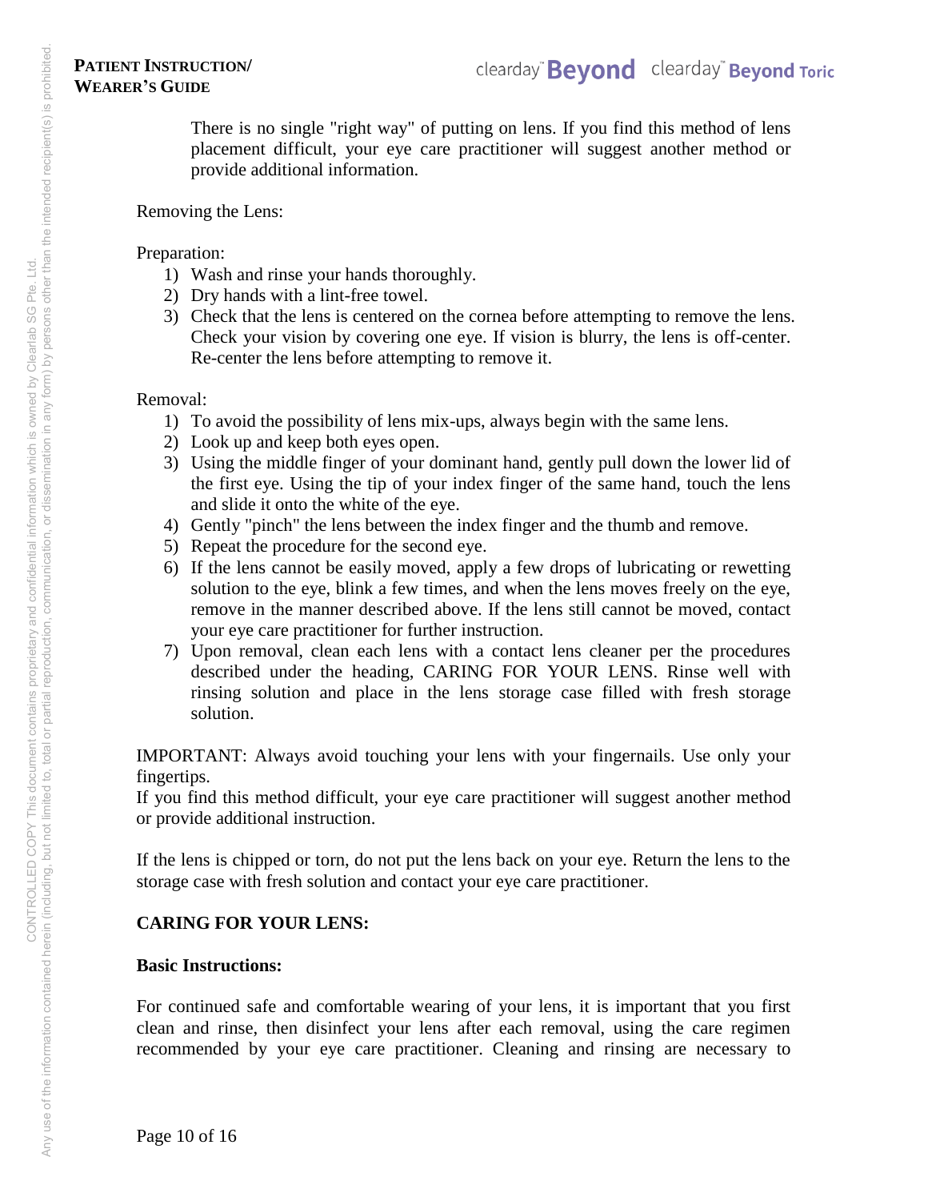There is no single "right way" of putting on lens. If you find this method of lens placement difficult, your eye care practitioner will suggest another method or provide additional information.

Removing the Lens:

Preparation:

1) Wash and rinse your hands thoroughly.
2) Dry hands with a lint-free towel.
3) Check that the lens is centered on the cornea before attempting to remove the lens. Check your vision by covering one eye. If vision is blurry, the lens is off-center. Re-center the lens before attempting to remove it.

Removal:

1) To avoid the possibility of lens mix-ups, always begin with the same lens.
2) Look up and keep both eyes open.
3) Using the middle finger of your dominant hand, gently pull down the lower lid of the first eye. Using the tip of your index finger of the same hand, touch the lens and slide it onto the white of the eye.
4) Gently "pinch" the lens between the index finger and the thumb and remove.
5) Repeat the procedure for the second eye.
6) If the lens cannot be easily moved, apply a few drops of lubricating or rewetting solution to the eye, blink a few times, and when the lens moves freely on the eye, remove in the manner described above. If the lens still cannot be moved, contact your eye care practitioner for further instruction.
7) Upon removal, clean each lens with a contact lens cleaner per the procedures described under the heading, CARING FOR YOUR LENS. Rinse well with rinsing solution and place in the lens storage case filled with fresh storage solution.

IMPORTANT: Always avoid touching your lens with your fingernails. Use only your fingertips.
If you find this method difficult, your eye care practitioner will suggest another method or provide additional instruction.

If the lens is chipped or torn, do not put the lens back on your eye. Return the lens to the storage case with fresh solution and contact your eye care practitioner.

**CARING FOR YOUR LENS:**

**Basic Instructions:**

For continued safe and comfortable wearing of your lens, it is important that you first clean and rinse, then disinfect your lens after each removal, using the care regimen recommended by your eye care practitioner. Cleaning and rinsing are necessary to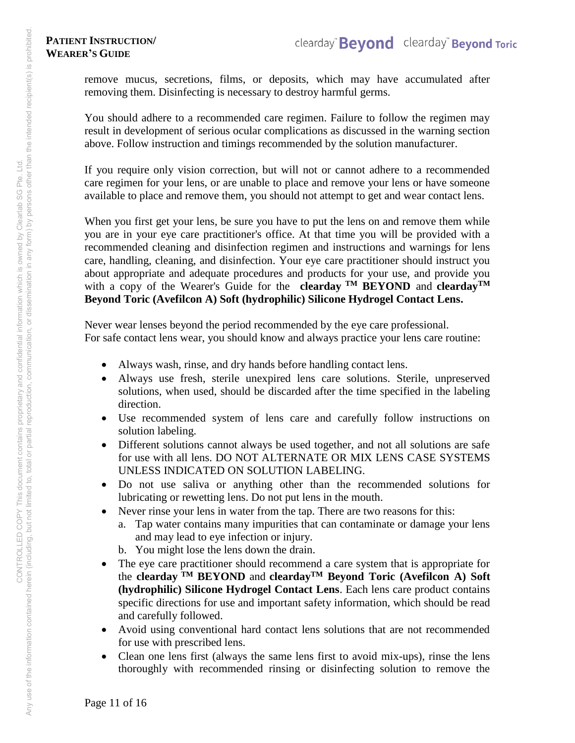remove mucus, secretions, films, or deposits, which may have accumulated after removing them. Disinfecting is necessary to destroy harmful germs.

You should adhere to a recommended care regimen. Failure to follow the regimen may result in development of serious ocular complications as discussed in the warning section above. Follow instruction and timings recommended by the solution manufacturer.

If you require only vision correction, but will not or cannot adhere to a recommended care regimen for your lens, or are unable to place and remove your lens or have someone available to place and remove them, you should not attempt to get and wear contact lens.

When you first get your lens, be sure you have to put the lens on and remove them while you are in your eye care practitioner's office. At that time you will be provided with a recommended cleaning and disinfection regimen and instructions and warnings for lens care, handling, cleaning, and disinfection. Your eye care practitioner should instruct you about appropriate and adequate procedures and products for your use, and provide you with a copy of the Wearer's Guide for the **clearday TM BEYOND** and **clearday TM Beyond Toric (Avefilcon A) Soft (hydrophilic) Silicone Hydrogel Contact Lens.**

Never wear lenses beyond the period recommended by the eye care professional.
For safe contact lens wear, you should know and always practice your lens care routine:

- Always wash, rinse, and dry hands before handling contact lens.
- Always use fresh, sterile unexpired lens care solutions. Sterile, unpreserved solutions, when used, should be discarded after the time specified in the labeling direction.
- Use recommended system of lens care and carefully follow instructions on solution labeling.
- Different solutions cannot always be used together, and not all solutions are safe for use with all lens. DO NOT ALTERNATE OR MIX LENS CASE SYSTEMS UNLESS INDICATED ON SOLUTION LABELING.
- Do not use saliva or anything other than the recommended solutions for lubricating or rewetting lens. Do not put lens in the mouth.
- Never rinse your lens in water from the tap. There are two reasons for this:
  a. Tap water contains many impurities that can contaminate or damage your lens and may lead to eye infection or injury.
  b. You might lose the lens down the drain.
- The eye care practitioner should recommend a care system that is appropriate for the **clearday TM BEYOND** and **clearday TM Beyond Toric (Avefilcon A) Soft (hydrophilic) Silicone Hydrogel Contact Lens**. Each lens care product contains specific directions for use and important safety information, which should be read and carefully followed.
- Avoid using conventional hard contact lens solutions that are not recommended for use with prescribed lens.
- Clean one lens first (always the same lens first to avoid mix-ups), rinse the lens thoroughly with recommended rinsing or disinfecting solution to remove the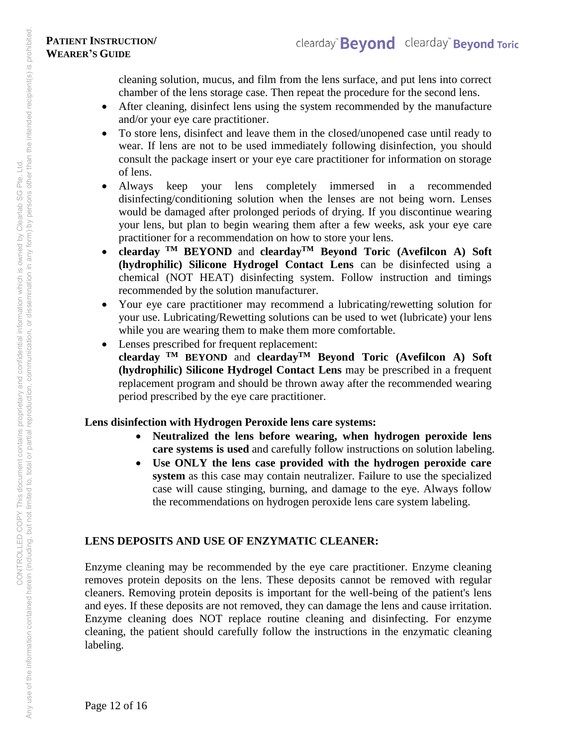cleaning solution, mucus, and film from the lens surface, and put lens into correct chamber of the lens storage case. Then repeat the procedure for the second lens.

- After cleaning, disinfect lens using the system recommended by the manufacture and/or your eye care practitioner.
- To store lens, disinfect and leave them in the closed/unopened case until ready to wear. If lens are not to be used immediately following disinfection, you should consult the package insert or your eye care practitioner for information on storage of lens.
- Always keep your lens completely immersed in a recommended disinfecting/conditioning solution when the lenses are not being worn. Lenses would be damaged after prolonged periods of drying. If you discontinue wearing your lens, but plan to begin wearing them after a few weeks, ask your eye care practitioner for a recommendation on how to store your lens.
- **clearday TM BEYOND** and **clearday TM Beyond Toric (Avefilcon A) Soft (hydrophilic) Silicone Hydrogel Contact Lens** can be disinfected using a chemical (NOT HEAT) disinfecting system. Follow instruction and timings recommended by the solution manufacturer.
- Your eye care practitioner may recommend a lubricating/rewetting solution for your use. Lubricating/Rewetting solutions can be used to wet (lubricate) your lens while you are wearing them to make them more comfortable.
- Lenses prescribed for frequent replacement:
  **clearday TM BEYOND** and **clearday TM Beyond Toric (Avefilcon A) Soft (hydrophilic) Silicone Hydrogel Contact Lens** may be prescribed in a frequent replacement program and should be thrown away after the recommended wearing period prescribed by the eye care practitioner.

**Lens disinfection with Hydrogen Peroxide lens care systems:**

- **Neutralized the lens before wearing, when hydrogen peroxide lens care systems is used** and carefully follow instructions on solution labeling.
- **Use ONLY the lens case provided with the hydrogen peroxide care system** as this case may contain neutralizer. Failure to use the specialized case will cause stinging, burning, and damage to the eye. Always follow the recommendations on hydrogen peroxide lens care system labeling.

## LENS DEPOSITS AND USE OF ENZYMATIC CLEANER:

Enzyme cleaning may be recommended by the eye care practitioner. Enzyme cleaning removes protein deposits on the lens. These deposits cannot be removed with regular cleaners. Removing protein deposits is important for the well-being of the patient's lens and eyes. If these deposits are not removed, they can damage the lens and cause irritation. Enzyme cleaning does NOT replace routine cleaning and disinfecting. For enzyme cleaning, the patient should carefully follow the instructions in the enzymatic cleaning labeling.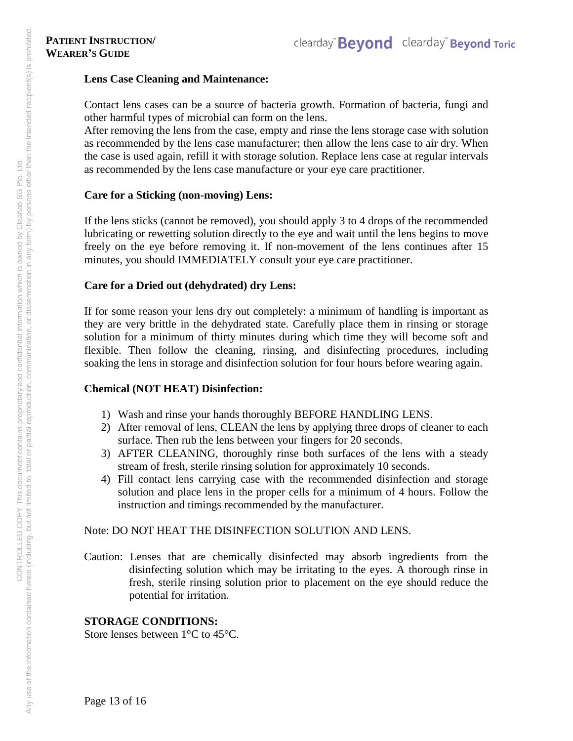### Lens Case Cleaning and Maintenance:

Contact lens cases can be a source of bacteria growth. Formation of bacteria, fungi and other harmful types of microbial can form on the lens.
After removing the lens from the case, empty and rinse the lens storage case with solution as recommended by the lens case manufacturer; then allow the lens case to air dry. When the case is used again, refill it with storage solution. Replace lens case at regular intervals as recommended by the lens case manufacture or your eye care practitioner.

### Care for a Sticking (non-moving) Lens:

If the lens sticks (cannot be removed), you should apply 3 to 4 drops of the recommended lubricating or rewetting solution directly to the eye and wait until the lens begins to move freely on the eye before removing it. If non-movement of the lens continues after 15 minutes, you should IMMEDIATELY consult your eye care practitioner.

### Care for a Dried out (dehydrated) dry Lens:

If for some reason your lens dry out completely: a minimum of handling is important as they are very brittle in the dehydrated state. Carefully place them in rinsing or storage solution for a minimum of thirty minutes during which time they will become soft and flexible. Then follow the cleaning, rinsing, and disinfecting procedures, including soaking the lens in storage and disinfection solution for four hours before wearing again.

### Chemical (NOT HEAT) Disinfection:

1) Wash and rinse your hands thoroughly BEFORE HANDLING LENS.
2) After removal of lens, CLEAN the lens by applying three drops of cleaner to each surface. Then rub the lens between your fingers for 20 seconds.
3) AFTER CLEANING, thoroughly rinse both surfaces of the lens with a steady stream of fresh, sterile rinsing solution for approximately 10 seconds.
4) Fill contact lens carrying case with the recommended disinfection and storage solution and place lens in the proper cells for a minimum of 4 hours. Follow the instruction and timings recommended by the manufacturer.

Note: DO NOT HEAT THE DISINFECTION SOLUTION AND LENS.

Caution: Lenses that are chemically disinfected may absorb ingredients from the disinfecting solution which may be irritating to the eyes. A thorough rinse in fresh, sterile rinsing solution prior to placement on the eye should reduce the potential for irritation.

### STORAGE CONDITIONS:

Store lenses between 1°C to 45°C.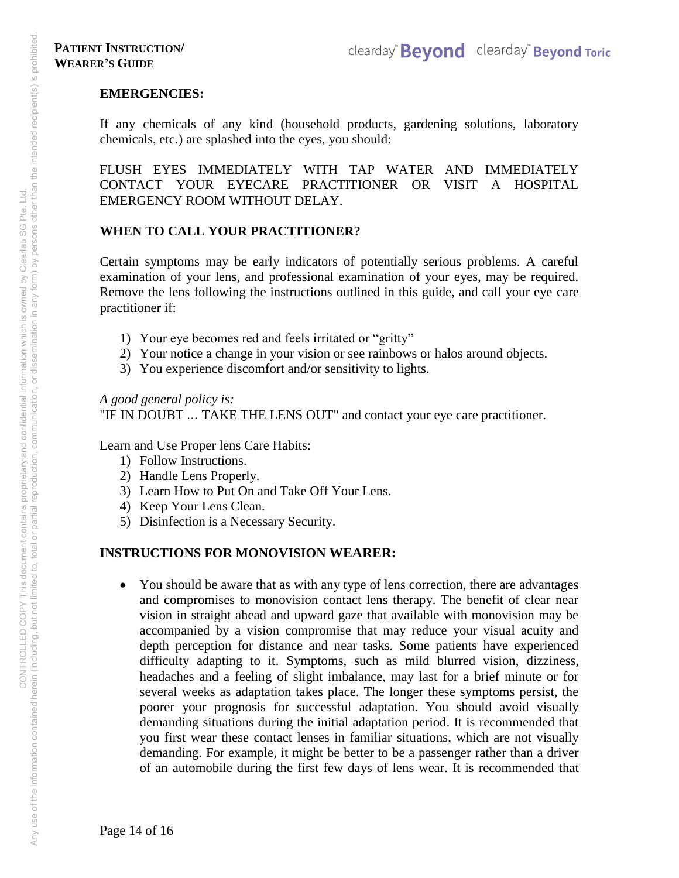## EMERGENCIES:

If any chemicals of any kind (household products, gardening solutions, laboratory chemicals, etc.) are splashed into the eyes, you should:

FLUSH EYES IMMEDIATELY WITH TAP WATER AND IMMEDIATELY CONTACT YOUR EYECARE PRACTITIONER OR VISIT A HOSPITAL EMERGENCY ROOM WITHOUT DELAY.

## WHEN TO CALL YOUR PRACTITIONER?

Certain symptoms may be early indicators of potentially serious problems. A careful examination of your lens, and professional examination of your eyes, may be required. Remove the lens following the instructions outlined in this guide, and call your eye care practitioner if:

1) Your eye becomes red and feels irritated or "gritty"
2) Your notice a change in your vision or see rainbows or halos around objects.
3) You experience discomfort and/or sensitivity to lights.

*A good general policy is:*
"IF IN DOUBT ... TAKE THE LENS OUT" and contact your eye care practitioner.

Learn and Use Proper lens Care Habits:

1) Follow Instructions.
2) Handle Lens Properly.
3) Learn How to Put On and Take Off Your Lens.
4) Keep Your Lens Clean.
5) Disinfection is a Necessary Security.

## INSTRUCTIONS FOR MONOVISION WEARER:

- You should be aware that as with any type of lens correction, there are advantages and compromises to monovision contact lens therapy. The benefit of clear near vision in straight ahead and upward gaze that available with monovision may be accompanied by a vision compromise that may reduce your visual acuity and depth perception for distance and near tasks. Some patients have experienced difficulty adapting to it. Symptoms, such as mild blurred vision, dizziness, headaches and a feeling of slight imbalance, may last for a brief minute or for several weeks as adaptation takes place. The longer these symptoms persist, the poorer your prognosis for successful adaptation. You should avoid visually demanding situations during the initial adaptation period. It is recommended that you first wear these contact lenses in familiar situations, which are not visually demanding. For example, it might be better to be a passenger rather than a driver of an automobile during the first few days of lens wear. It is recommended that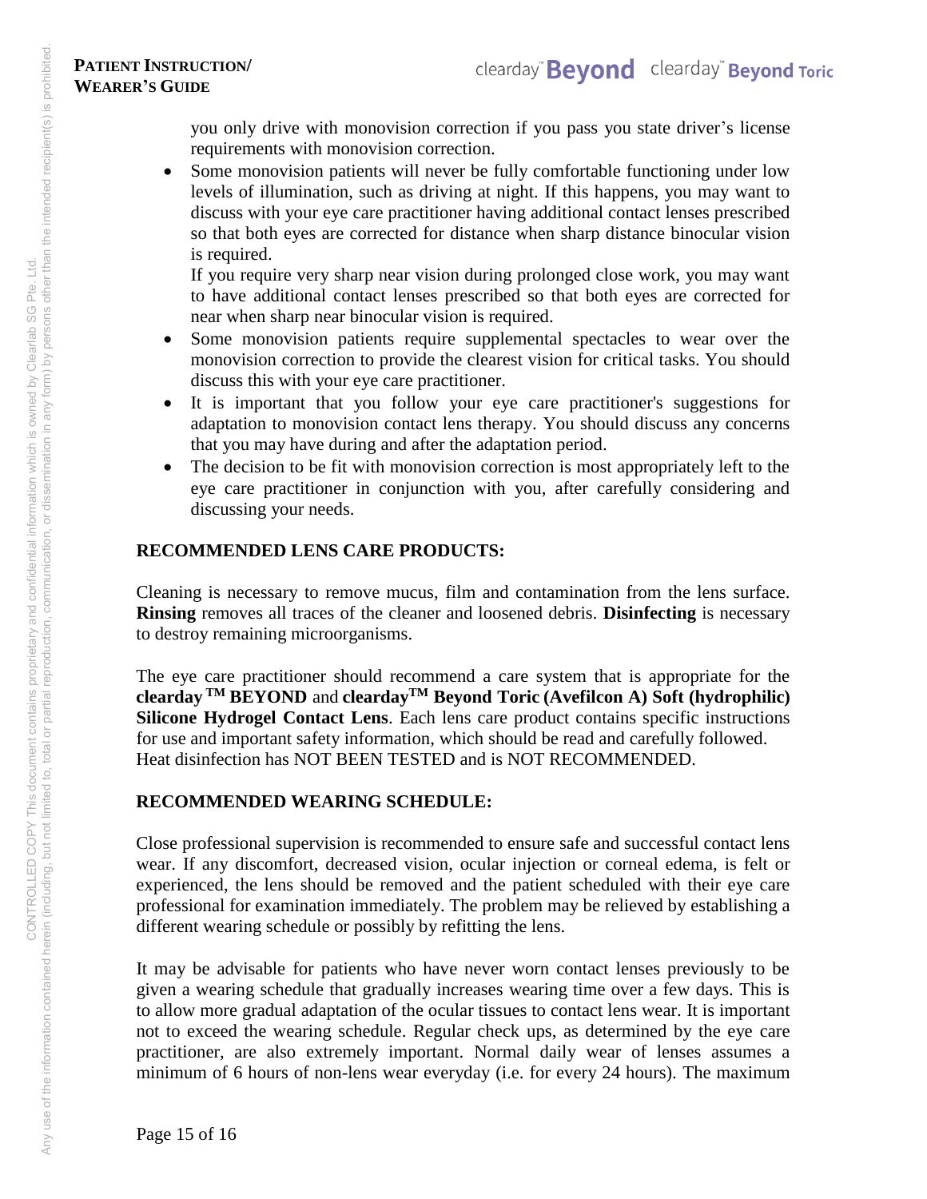you only drive with monovision correction if you pass you state driver's license requirements with monovision correction.

- Some monovision patients will never be fully comfortable functioning under low levels of illumination, such as driving at night. If this happens, you may want to discuss with your eye care practitioner having additional contact lenses prescribed so that both eyes are corrected for distance when sharp distance binocular vision is required.
  
  If you require very sharp near vision during prolonged close work, you may want to have additional contact lenses prescribed so that both eyes are corrected for near when sharp near binocular vision is required.
- Some monovision patients require supplemental spectacles to wear over the monovision correction to provide the clearest vision for critical tasks. You should discuss this with your eye care practitioner.
- It is important that you follow your eye care practitioner's suggestions for adaptation to monovision contact lens therapy. You should discuss any concerns that you may have during and after the adaptation period.
- The decision to be fit with monovision correction is most appropriately left to the eye care practitioner in conjunction with you, after carefully considering and discussing your needs.

## RECOMMENDED LENS CARE PRODUCTS:

Cleaning is necessary to remove mucus, film and contamination from the lens surface. **Rinsing** removes all traces of the cleaner and loosened debris. **Disinfecting** is necessary to destroy remaining microorganisms.

The eye care practitioner should recommend a care system that is appropriate for the **clearday™ BEYOND** and **clearday™ Beyond Toric (Avefilcon A) Soft (hydrophilic) Silicone Hydrogel Contact Lens**. Each lens care product contains specific instructions for use and important safety information, which should be read and carefully followed. Heat disinfection has NOT BEEN TESTED and is NOT RECOMMENDED.

## RECOMMENDED WEARING SCHEDULE:

Close professional supervision is recommended to ensure safe and successful contact lens wear. If any discomfort, decreased vision, ocular injection or corneal edema, is felt or experienced, the lens should be removed and the patient scheduled with their eye care professional for examination immediately. The problem may be relieved by establishing a different wearing schedule or possibly by refitting the lens.

It may be advisable for patients who have never worn contact lenses previously to be given a wearing schedule that gradually increases wearing time over a few days. This is to allow more gradual adaptation of the ocular tissues to contact lens wear. It is important not to exceed the wearing schedule. Regular check ups, as determined by the eye care practitioner, are also extremely important. Normal daily wear of lenses assumes a minimum of 6 hours of non-lens wear everyday (i.e. for every 24 hours). The maximum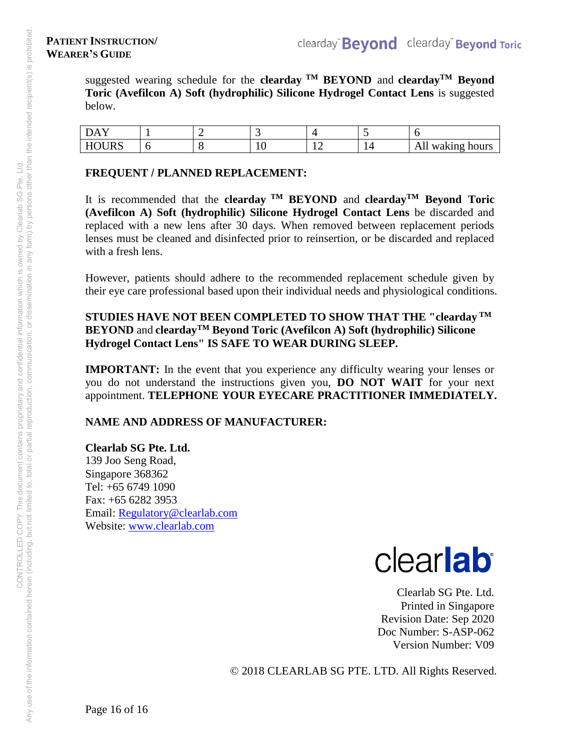suggested wearing schedule for the **clearday TM BEYOND** and **clearday[TM] Beyond Toric (Avefilcon A) Soft (hydrophilic) Silicone Hydrogel Contact Lens** is suggested below.

| DAY | 1 | 2 | 3 | 4 | 5 | 6 |
|---|---|---|---|---|---|---|
| HOURS | 6 | 8 | 10 | 12 | 14 | All waking hours |

**FREQUENT / PLANNED REPLACEMENT:**

It is recommended that the **clearday TM BEYOND** and **clearday[TM] Beyond Toric (Avefilcon A) Soft (hydrophilic) Silicone Hydrogel Contact Lens** be discarded and replaced with a new lens after 30 days. When removed between replacement periods lenses must be cleaned and disinfected prior to reinsertion, or be discarded and replaced with a fresh lens.

However, patients should adhere to the recommended replacement schedule given by their eye care professional based upon their individual needs and physiological conditions.

**STUDIES HAVE NOT BEEN COMPLETED TO SHOW THAT THE "clearday TM BEYOND** and **clearday[TM] Beyond Toric (Avefilcon A) Soft (hydrophilic) Silicone Hydrogel Contact Lens" IS SAFE TO WEAR DURING SLEEP.**

**IMPORTANT:** In the event that you experience any difficulty wearing your lenses or you do not understand the instructions given you, **DO NOT WAIT** for your next appointment. **TELEPHONE YOUR EYECARE PRACTITIONER IMMEDIATELY.**

**NAME AND ADDRESS OF MANUFACTURER:**

**Clearlab SG Pte. Ltd.**
139 Joo Seng Road,
Singapore 368362
Tel: +65 6749 1090
Fax: +65 6282 3953
Email: Regulatory@clearlab.com
Website: www.clearlab.com

clearlab

Clearlab SG Pte. Ltd.
Printed in Singapore
Revision Date: Sep 2020
Doc Number: S-ASP-062
Version Number: V09

© 2018 CLEARLAB SG PTE. LTD. All Rights Reserved.